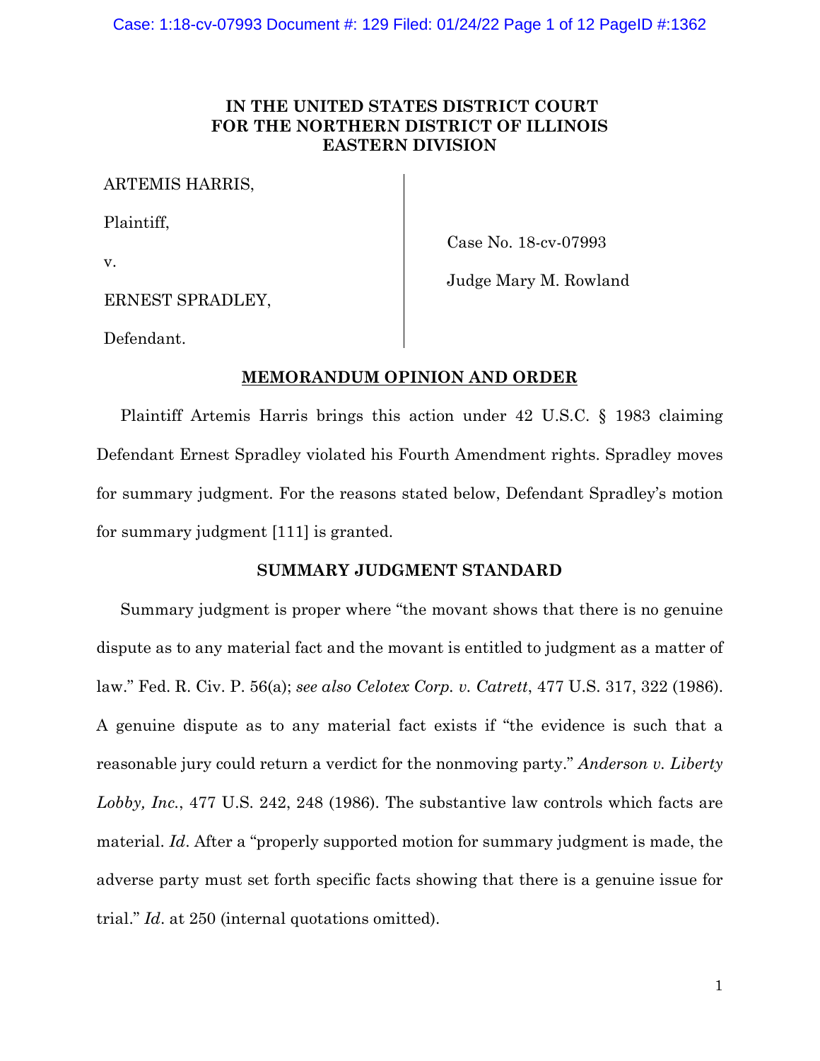**IN THE UNITED STATES DISTRICT COURT**
**FOR THE NORTHERN DISTRICT OF ILLINOIS**
**EASTERN DIVISION**

ARTEMIS HARRIS,

Plaintiff,

v.

ERNEST SPRADLEY,

Defendant.

Case No. 18-cv-07993

Judge Mary M. Rowland

**MEMORANDUM OPINION AND ORDER**

Plaintiff Artemis Harris brings this action under 42 U.S.C. § 1983 claiming Defendant Ernest Spradley violated his Fourth Amendment rights. Spradley moves for summary judgment. For the reasons stated below, Defendant Spradley's motion for summary judgment [111] is granted.

**SUMMARY JUDGMENT STANDARD**

Summary judgment is proper where "the movant shows that there is no genuine dispute as to any material fact and the movant is entitled to judgment as a matter of law." Fed. R. Civ. P. 56(a); *see also Celotex Corp. v. Catrett*, 477 U.S. 317, 322 (1986). A genuine dispute as to any material fact exists if "the evidence is such that a reasonable jury could return a verdict for the nonmoving party." *Anderson v. Liberty Lobby, Inc.*, 477 U.S. 242, 248 (1986). The substantive law controls which facts are material. *Id*. After a "properly supported motion for summary judgment is made, the adverse party must set forth specific facts showing that there is a genuine issue for trial." *Id*. at 250 (internal quotations omitted).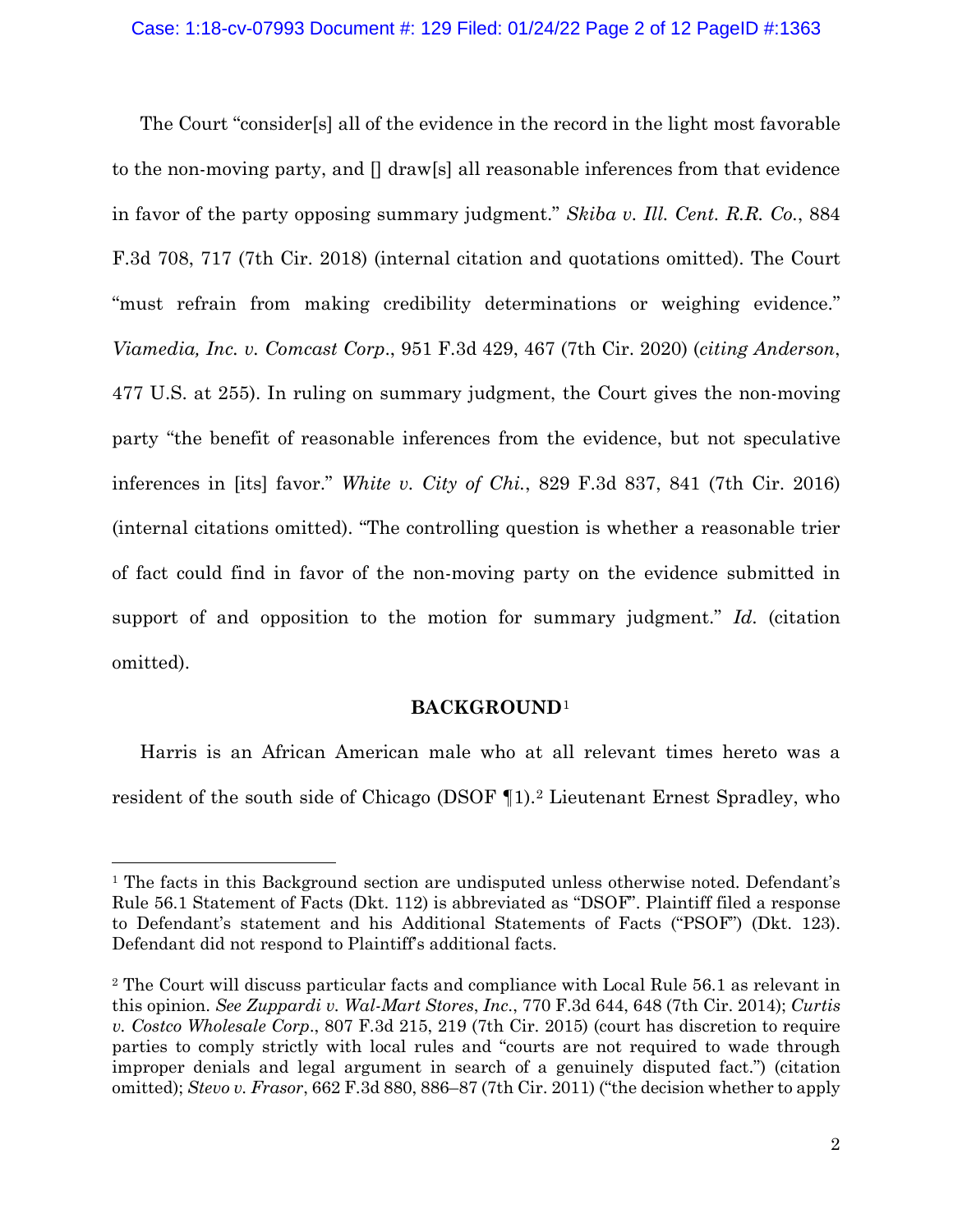The Court "consider[s] all of the evidence in the record in the light most favorable to the non-moving party, and [] draw[s] all reasonable inferences from that evidence in favor of the party opposing summary judgment." *Skiba v. Ill. Cent. R.R. Co.*, 884 F.3d 708, 717 (7th Cir. 2018) (internal citation and quotations omitted). The Court "must refrain from making credibility determinations or weighing evidence." *Viamedia, Inc. v. Comcast Corp*., 951 F.3d 429, 467 (7th Cir. 2020) (*citing Anderson*, 477 U.S. at 255). In ruling on summary judgment, the Court gives the non-moving party "the benefit of reasonable inferences from the evidence, but not speculative inferences in [its] favor." *White v. City of Chi.*, 829 F.3d 837, 841 (7th Cir. 2016) (internal citations omitted). "The controlling question is whether a reasonable trier of fact could find in favor of the non-moving party on the evidence submitted in support of and opposition to the motion for summary judgment." *Id*. (citation omitted).

## BACKGROUND[1]

Harris is an African American male who at all relevant times hereto was a resident of the south side of Chicago (DSOF ¶1).[2] Lieutenant Ernest Spradley, who

---

[1] The facts in this Background section are undisputed unless otherwise noted. Defendant's Rule 56.1 Statement of Facts (Dkt. 112) is abbreviated as "DSOF". Plaintiff filed a response to Defendant's statement and his Additional Statements of Facts ("PSOF") (Dkt. 123). Defendant did not respond to Plaintiff's additional facts.

[2] The Court will discuss particular facts and compliance with Local Rule 56.1 as relevant in this opinion. *See Zuppardi v. Wal-Mart Stores*, *Inc*., 770 F.3d 644, 648 (7th Cir. 2014); *Curtis v. Costco Wholesale Corp*., 807 F.3d 215, 219 (7th Cir. 2015) (court has discretion to require parties to comply strictly with local rules and "courts are not required to wade through improper denials and legal argument in search of a genuinely disputed fact.") (citation omitted); *Stevo v. Frasor*, 662 F.3d 880, 886–87 (7th Cir. 2011) ("the decision whether to apply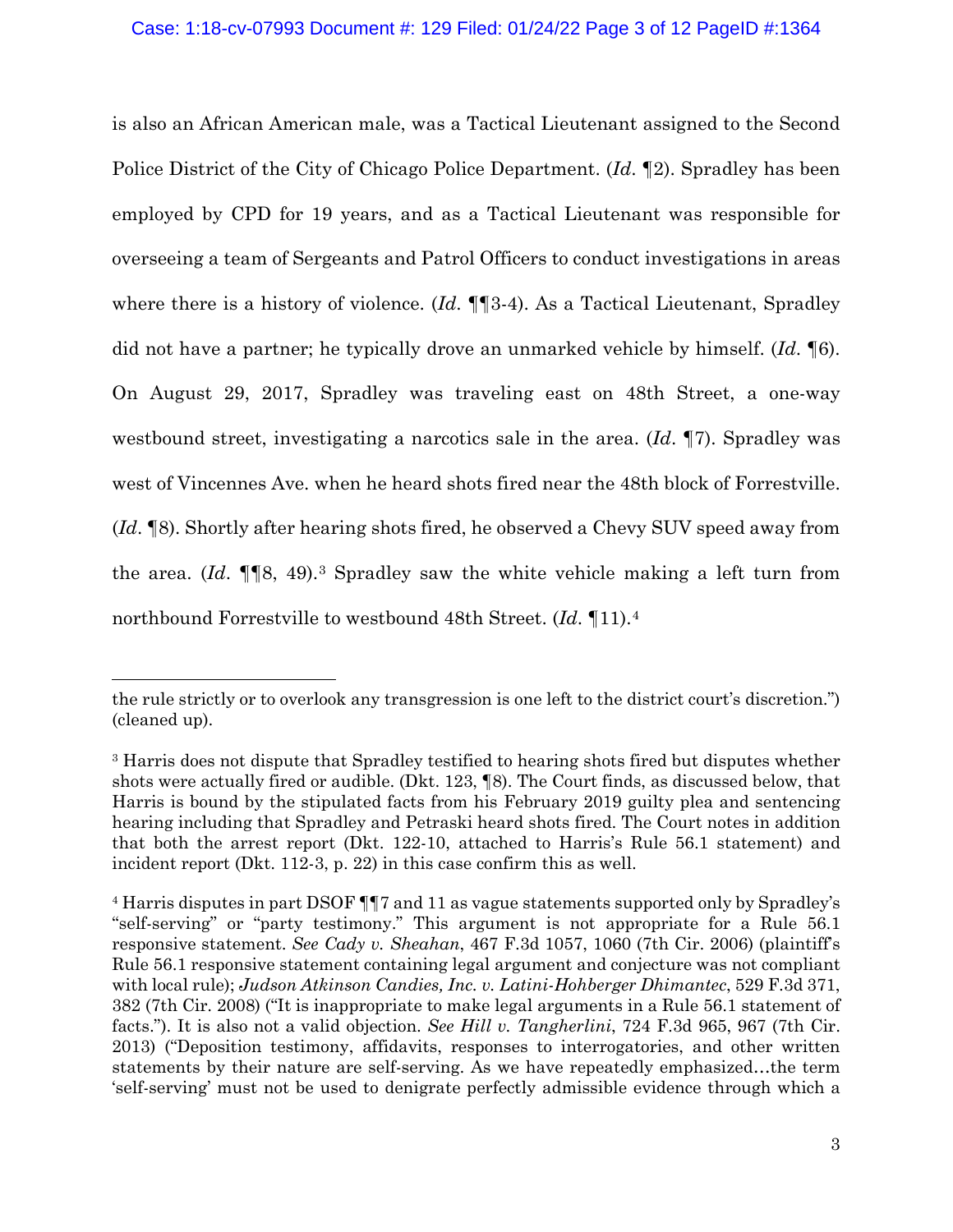is also an African American male, was a Tactical Lieutenant assigned to the Second Police District of the City of Chicago Police Department. (*Id.* ¶2). Spradley has been employed by CPD for 19 years, and as a Tactical Lieutenant was responsible for overseeing a team of Sergeants and Patrol Officers to conduct investigations in areas where there is a history of violence. (*Id.* ¶¶3-4). As a Tactical Lieutenant, Spradley did not have a partner; he typically drove an unmarked vehicle by himself. (*Id.* ¶6). On August 29, 2017, Spradley was traveling east on 48th Street, a one-way westbound street, investigating a narcotics sale in the area. (*Id.* ¶7). Spradley was west of Vincennes Ave. when he heard shots fired near the 48th block of Forrestville. (*Id.* ¶8). Shortly after hearing shots fired, he observed a Chevy SUV speed away from the area. (*Id.* ¶¶8, 49).[3] Spradley saw the white vehicle making a left turn from northbound Forrestville to westbound 48th Street. (*Id.* ¶11).[4]

---

the rule strictly or to overlook any transgression is one left to the district court's discretion.") (cleaned up).

[3] Harris does not dispute that Spradley testified to hearing shots fired but disputes whether shots were actually fired or audible. (Dkt. 123, ¶8). The Court finds, as discussed below, that Harris is bound by the stipulated facts from his February 2019 guilty plea and sentencing hearing including that Spradley and Petraski heard shots fired. The Court notes in addition that both the arrest report (Dkt. 122-10, attached to Harris's Rule 56.1 statement) and incident report (Dkt. 112-3, p. 22) in this case confirm this as well.

[4] Harris disputes in part DSOF ¶¶7 and 11 as vague statements supported only by Spradley's "self-serving" or "party testimony." This argument is not appropriate for a Rule 56.1 responsive statement. *See Cady v. Sheahan*, 467 F.3d 1057, 1060 (7th Cir. 2006) (plaintiff's Rule 56.1 responsive statement containing legal argument and conjecture was not compliant with local rule); *Judson Atkinson Candies, Inc. v. Latini-Hohberger Dhimantec*, 529 F.3d 371, 382 (7th Cir. 2008) ("It is inappropriate to make legal arguments in a Rule 56.1 statement of facts."). It is also not a valid objection. *See Hill v. Tangherlini*, 724 F.3d 965, 967 (7th Cir. 2013) ("Deposition testimony, affidavits, responses to interrogatories, and other written statements by their nature are self-serving. As we have repeatedly emphasized…the term 'self-serving' must not be used to denigrate perfectly admissible evidence through which a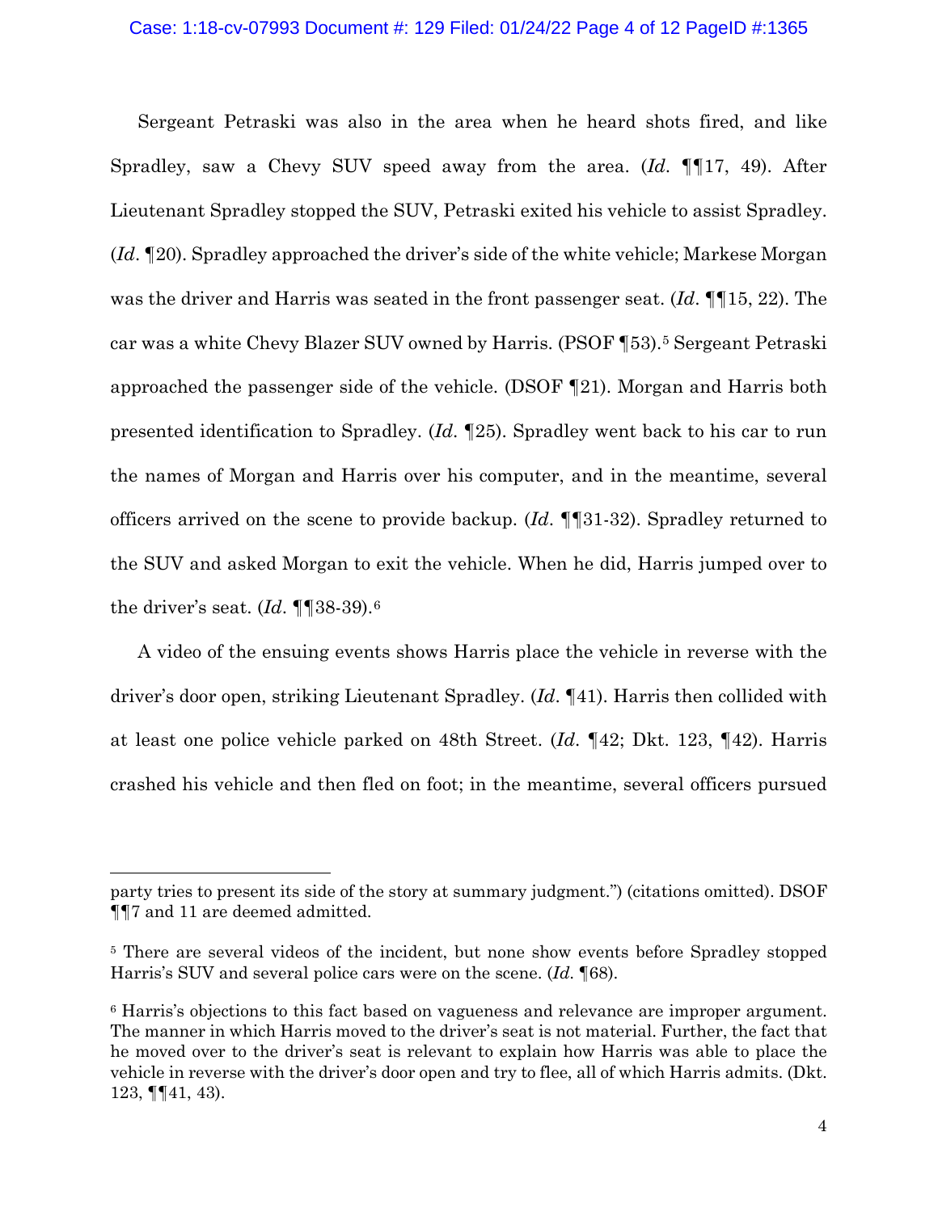Sergeant Petraski was also in the area when he heard shots fired, and like Spradley, saw a Chevy SUV speed away from the area. (*Id.* ¶¶17, 49). After Lieutenant Spradley stopped the SUV, Petraski exited his vehicle to assist Spradley. (*Id.* ¶20). Spradley approached the driver's side of the white vehicle; Markese Morgan was the driver and Harris was seated in the front passenger seat. (*Id.* ¶¶15, 22). The car was a white Chevy Blazer SUV owned by Harris. (PSOF ¶53).[5] Sergeant Petraski approached the passenger side of the vehicle. (DSOF ¶21). Morgan and Harris both presented identification to Spradley. (*Id.* ¶25). Spradley went back to his car to run the names of Morgan and Harris over his computer, and in the meantime, several officers arrived on the scene to provide backup. (*Id.* ¶¶31-32). Spradley returned to the SUV and asked Morgan to exit the vehicle. When he did, Harris jumped over to the driver's seat. (*Id.* ¶¶38-39).[6]

A video of the ensuing events shows Harris place the vehicle in reverse with the driver's door open, striking Lieutenant Spradley. (*Id.* ¶41). Harris then collided with at least one police vehicle parked on 48th Street. (*Id.* ¶42; Dkt. 123, ¶42). Harris crashed his vehicle and then fled on foot; in the meantime, several officers pursued

---

party tries to present its side of the story at summary judgment.") (citations omitted). DSOF ¶¶7 and 11 are deemed admitted.

[5] There are several videos of the incident, but none show events before Spradley stopped Harris's SUV and several police cars were on the scene. (*Id.* ¶68).

[6] Harris's objections to this fact based on vagueness and relevance are improper argument. The manner in which Harris moved to the driver's seat is not material. Further, the fact that he moved over to the driver's seat is relevant to explain how Harris was able to place the vehicle in reverse with the driver's door open and try to flee, all of which Harris admits. (Dkt. 123, ¶¶41, 43).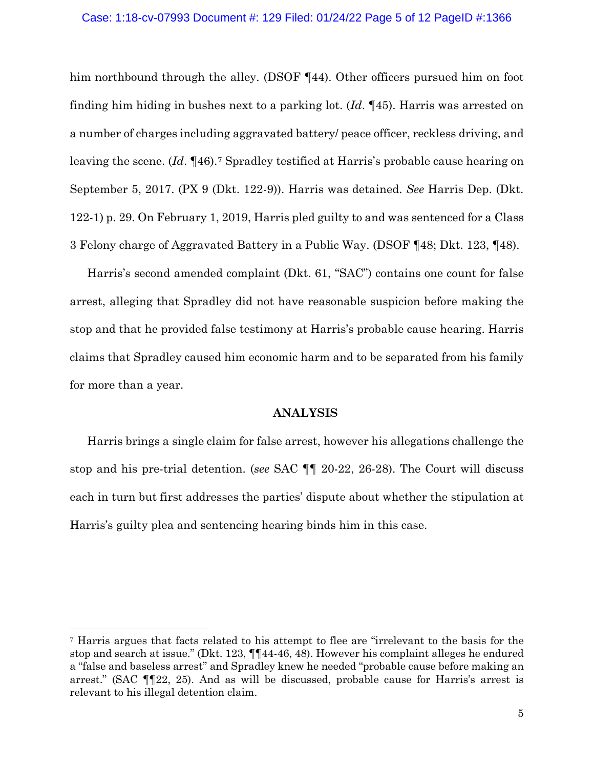him northbound through the alley. (DSOF ¶44). Other officers pursued him on foot finding him hiding in bushes next to a parking lot. (*Id*. ¶45). Harris was arrested on a number of charges including aggravated battery/ peace officer, reckless driving, and leaving the scene. (*Id*. ¶46).[7] Spradley testified at Harris's probable cause hearing on September 5, 2017. (PX 9 (Dkt. 122-9)). Harris was detained. *See* Harris Dep. (Dkt. 122-1) p. 29. On February 1, 2019, Harris pled guilty to and was sentenced for a Class 3 Felony charge of Aggravated Battery in a Public Way. (DSOF ¶48; Dkt. 123, ¶48).

Harris's second amended complaint (Dkt. 61, "SAC") contains one count for false arrest, alleging that Spradley did not have reasonable suspicion before making the stop and that he provided false testimony at Harris's probable cause hearing. Harris claims that Spradley caused him economic harm and to be separated from his family for more than a year.

## ANALYSIS

Harris brings a single claim for false arrest, however his allegations challenge the stop and his pre-trial detention. (*see* SAC ¶¶ 20-22, 26-28). The Court will discuss each in turn but first addresses the parties' dispute about whether the stipulation at Harris's guilty plea and sentencing hearing binds him in this case.

---

[7] Harris argues that facts related to his attempt to flee are "irrelevant to the basis for the stop and search at issue." (Dkt. 123, ¶¶44-46, 48). However his complaint alleges he endured a "false and baseless arrest" and Spradley knew he needed "probable cause before making an arrest." (SAC ¶¶22, 25). And as will be discussed, probable cause for Harris's arrest is relevant to his illegal detention claim.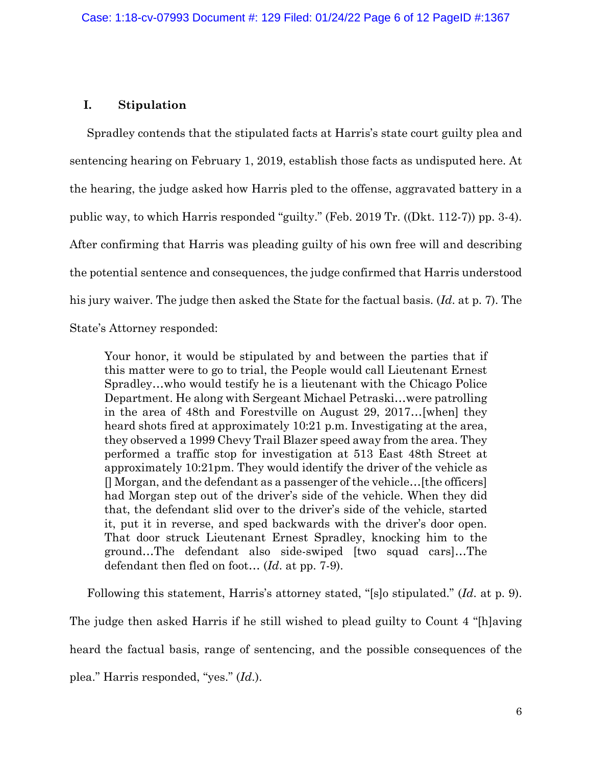## I. Stipulation

Spradley contends that the stipulated facts at Harris's state court guilty plea and sentencing hearing on February 1, 2019, establish those facts as undisputed here. At the hearing, the judge asked how Harris pled to the offense, aggravated battery in a public way, to which Harris responded "guilty." (Feb. 2019 Tr. ((Dkt. 112-7)) pp. 3-4). After confirming that Harris was pleading guilty of his own free will and describing the potential sentence and consequences, the judge confirmed that Harris understood his jury waiver. The judge then asked the State for the factual basis. (*Id*. at p. 7). The State's Attorney responded:

> Your honor, it would be stipulated by and between the parties that if this matter were to go to trial, the People would call Lieutenant Ernest Spradley…who would testify he is a lieutenant with the Chicago Police Department. He along with Sergeant Michael Petraski…were patrolling in the area of 48th and Forestville on August 29, 2017…[when] they heard shots fired at approximately 10:21 p.m. Investigating at the area, they observed a 1999 Chevy Trail Blazer speed away from the area. They performed a traffic stop for investigation at 513 East 48th Street at approximately 10:21pm. They would identify the driver of the vehicle as [] Morgan, and the defendant as a passenger of the vehicle…[the officers] had Morgan step out of the driver's side of the vehicle. When they did that, the defendant slid over to the driver's side of the vehicle, started it, put it in reverse, and sped backwards with the driver's door open. That door struck Lieutenant Ernest Spradley, knocking him to the ground…The defendant also side-swiped [two squad cars]…The defendant then fled on foot… (*Id*. at pp. 7-9).

Following this statement, Harris's attorney stated, "[s]o stipulated." (*Id*. at p. 9). The judge then asked Harris if he still wished to plead guilty to Count 4 "[h]aving heard the factual basis, range of sentencing, and the possible consequences of the plea." Harris responded, "yes." (*Id*.).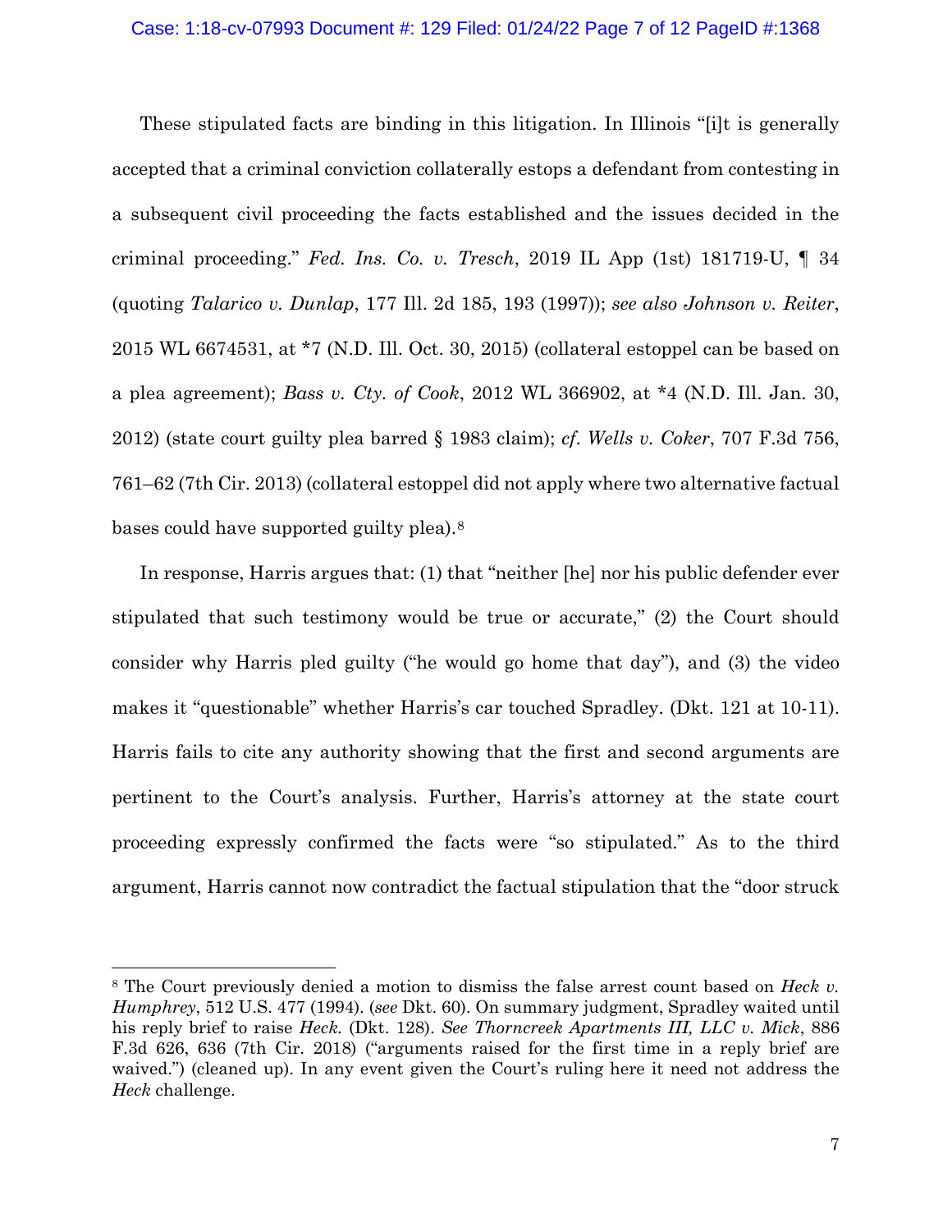These stipulated facts are binding in this litigation. In Illinois "[i]t is generally accepted that a criminal conviction collaterally estops a defendant from contesting in a subsequent civil proceeding the facts established and the issues decided in the criminal proceeding." *Fed. Ins. Co. v. Tresch*, 2019 IL App (1st) 181719-U, ¶ 34 (quoting *Talarico v. Dunlap*, 177 Ill. 2d 185, 193 (1997)); *see also Johnson v. Reiter*, 2015 WL 6674531, at *7 (N.D. Ill. Oct. 30, 2015) (collateral estoppel can be based on a plea agreement); *Bass v. Cty. of Cook*, 2012 WL 366902, at *4 (N.D. Ill. Jan. 30, 2012) (state court guilty plea barred § 1983 claim); *cf. Wells v. Coker*, 707 F.3d 756, 761–62 (7th Cir. 2013) (collateral estoppel did not apply where two alternative factual bases could have supported guilty plea).[8]

In response, Harris argues that: (1) that "neither [he] nor his public defender ever stipulated that such testimony would be true or accurate," (2) the Court should consider why Harris pled guilty ("he would go home that day"), and (3) the video makes it "questionable" whether Harris's car touched Spradley. (Dkt. 121 at 10-11). Harris fails to cite any authority showing that the first and second arguments are pertinent to the Court's analysis. Further, Harris's attorney at the state court proceeding expressly confirmed the facts were "so stipulated." As to the third argument, Harris cannot now contradict the factual stipulation that the "door struck

[8] The Court previously denied a motion to dismiss the false arrest count based on *Heck v. Humphrey*, 512 U.S. 477 (1994). (*see* Dkt. 60). On summary judgment, Spradley waited until his reply brief to raise *Heck*. (Dkt. 128). *See Thorncreek Apartments III, LLC v. Mick*, 886 F.3d 626, 636 (7th Cir. 2018) ("arguments raised for the first time in a reply brief are waived.") (cleaned up). In any event given the Court's ruling here it need not address the *Heck* challenge.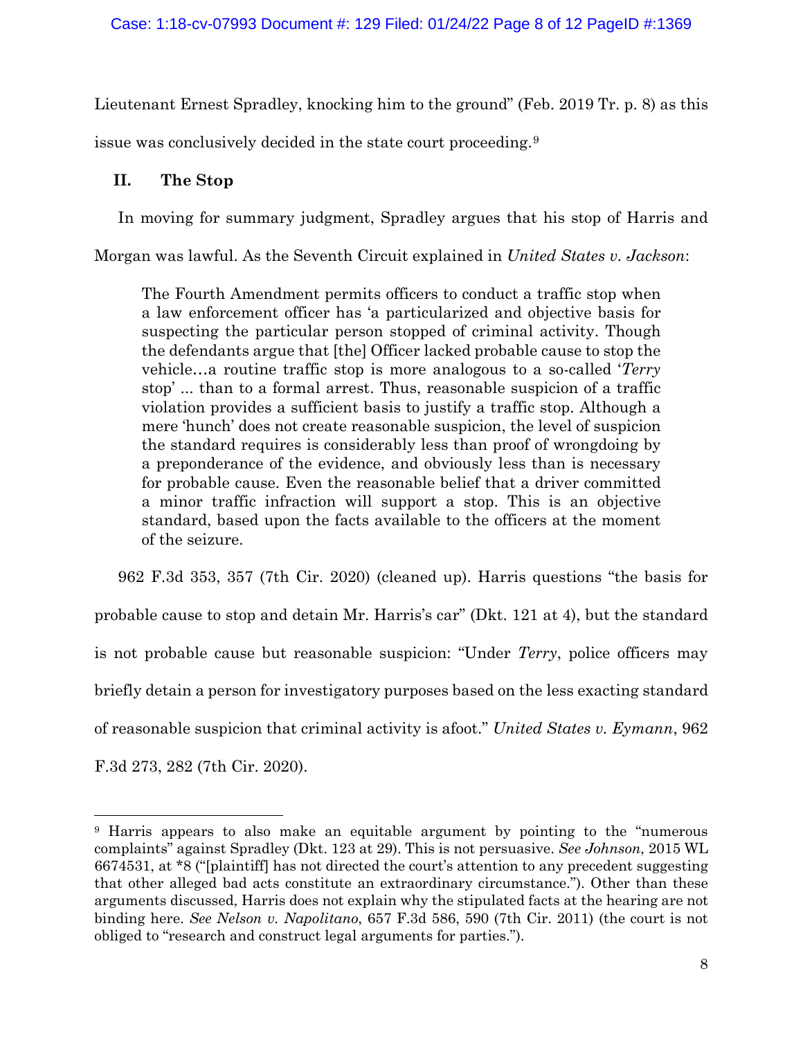Lieutenant Ernest Spradley, knocking him to the ground" (Feb. 2019 Tr. p. 8) as this issue was conclusively decided in the state court proceeding.[9]

## II. The Stop

In moving for summary judgment, Spradley argues that his stop of Harris and Morgan was lawful. As the Seventh Circuit explained in *United States v. Jackson*:

> The Fourth Amendment permits officers to conduct a traffic stop when a law enforcement officer has 'a particularized and objective basis for suspecting the particular person stopped of criminal activity. Though the defendants argue that [the] Officer lacked probable cause to stop the vehicle…a routine traffic stop is more analogous to a so-called '*Terry* stop' ... than to a formal arrest. Thus, reasonable suspicion of a traffic violation provides a sufficient basis to justify a traffic stop. Although a mere 'hunch' does not create reasonable suspicion, the level of suspicion the standard requires is considerably less than proof of wrongdoing by a preponderance of the evidence, and obviously less than is necessary for probable cause. Even the reasonable belief that a driver committed a minor traffic infraction will support a stop. This is an objective standard, based upon the facts available to the officers at the moment of the seizure.

962 F.3d 353, 357 (7th Cir. 2020) (cleaned up). Harris questions "the basis for probable cause to stop and detain Mr. Harris's car" (Dkt. 121 at 4), but the standard is not probable cause but reasonable suspicion: "Under *Terry*, police officers may briefly detain a person for investigatory purposes based on the less exacting standard of reasonable suspicion that criminal activity is afoot." *United States v. Eymann*, 962 F.3d 273, 282 (7th Cir. 2020).

---

[9] Harris appears to also make an equitable argument by pointing to the "numerous complaints" against Spradley (Dkt. 123 at 29). This is not persuasive. *See Johnson*, 2015 WL 6674531, at *8 ("[plaintiff] has not directed the court's attention to any precedent suggesting that other alleged bad acts constitute an extraordinary circumstance."). Other than these arguments discussed, Harris does not explain why the stipulated facts at the hearing are not binding here. *See Nelson v. Napolitano*, 657 F.3d 586, 590 (7th Cir. 2011) (the court is not obliged to "research and construct legal arguments for parties.").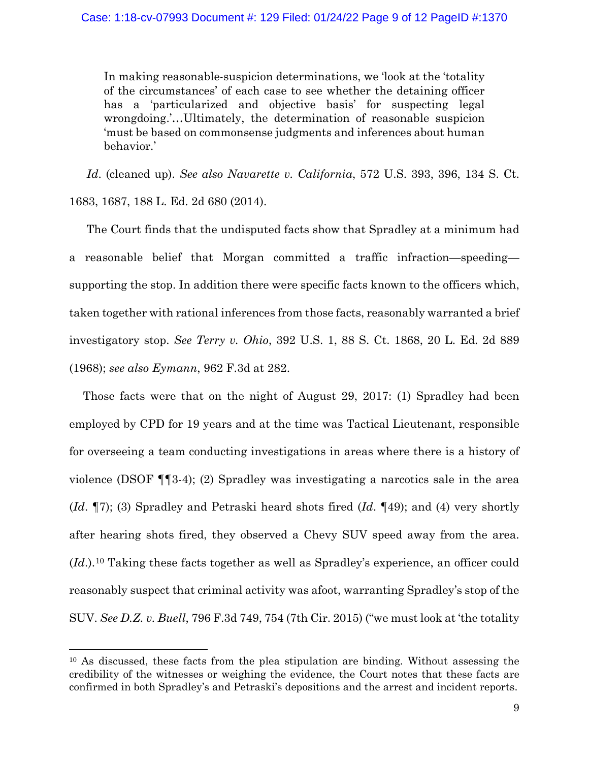> In making reasonable-suspicion determinations, we 'look at the 'totality of the circumstances' of each case to see whether the detaining officer has a 'particularized and objective basis' for suspecting legal wrongdoing.'…Ultimately, the determination of reasonable suspicion 'must be based on commonsense judgments and inferences about human behavior.'

*Id*. (cleaned up). *See also Navarette v. California*, 572 U.S. 393, 396, 134 S. Ct. 1683, 1687, 188 L. Ed. 2d 680 (2014).

The Court finds that the undisputed facts show that Spradley at a minimum had a reasonable belief that Morgan committed a traffic infraction—speeding—supporting the stop. In addition there were specific facts known to the officers which, taken together with rational inferences from those facts, reasonably warranted a brief investigatory stop. *See Terry v. Ohio*, 392 U.S. 1, 88 S. Ct. 1868, 20 L. Ed. 2d 889 (1968); *see also Eymann*, 962 F.3d at 282.

Those facts were that on the night of August 29, 2017: (1) Spradley had been employed by CPD for 19 years and at the time was Tactical Lieutenant, responsible for overseeing a team conducting investigations in areas where there is a history of violence (DSOF ¶¶3-4); (2) Spradley was investigating a narcotics sale in the area (*Id*. ¶7); (3) Spradley and Petraski heard shots fired (*Id*. ¶49); and (4) very shortly after hearing shots fired, they observed a Chevy SUV speed away from the area. (*Id*.).[10] Taking these facts together as well as Spradley's experience, an officer could reasonably suspect that criminal activity was afoot, warranting Spradley's stop of the SUV. *See D.Z. v. Buell*, 796 F.3d 749, 754 (7th Cir. 2015) ("we must look at 'the totality

[10] As discussed, these facts from the plea stipulation are binding. Without assessing the credibility of the witnesses or weighing the evidence, the Court notes that these facts are confirmed in both Spradley's and Petraski's depositions and the arrest and incident reports.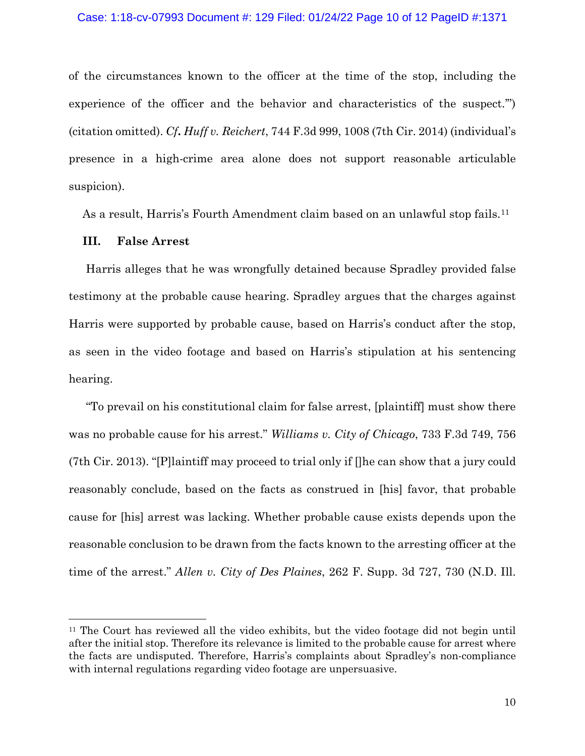of the circumstances known to the officer at the time of the stop, including the experience of the officer and the behavior and characteristics of the suspect.'") (citation omitted). *Cf. Huff v. Reichert*, 744 F.3d 999, 1008 (7th Cir. 2014) (individual's presence in a high-crime area alone does not support reasonable articulable suspicion).

As a result, Harris's Fourth Amendment claim based on an unlawful stop fails.[11]

### III. False Arrest

Harris alleges that he was wrongfully detained because Spradley provided false testimony at the probable cause hearing. Spradley argues that the charges against Harris were supported by probable cause, based on Harris's conduct after the stop, as seen in the video footage and based on Harris's stipulation at his sentencing hearing.

"To prevail on his constitutional claim for false arrest, [plaintiff] must show there was no probable cause for his arrest." *Williams v. City of Chicago*, 733 F.3d 749, 756 (7th Cir. 2013). "[P]laintiff may proceed to trial only if []he can show that a jury could reasonably conclude, based on the facts as construed in [his] favor, that probable cause for [his] arrest was lacking. Whether probable cause exists depends upon the reasonable conclusion to be drawn from the facts known to the arresting officer at the time of the arrest." *Allen v. City of Des Plaines*, 262 F. Supp. 3d 727, 730 (N.D. Ill.

---

[11] The Court has reviewed all the video exhibits, but the video footage did not begin until after the initial stop. Therefore its relevance is limited to the probable cause for arrest where the facts are undisputed. Therefore, Harris's complaints about Spradley's non-compliance with internal regulations regarding video footage are unpersuasive.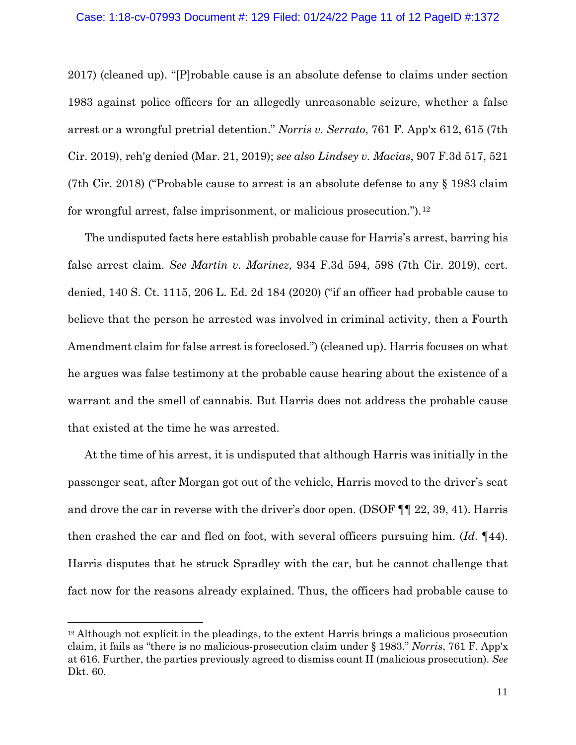2017) (cleaned up). "[P]robable cause is an absolute defense to claims under section 1983 against police officers for an allegedly unreasonable seizure, whether a false arrest or a wrongful pretrial detention." *Norris v. Serrato*, 761 F. App'x 612, 615 (7th Cir. 2019), reh'g denied (Mar. 21, 2019); *see also Lindsey v. Macias*, 907 F.3d 517, 521 (7th Cir. 2018) ("Probable cause to arrest is an absolute defense to any § 1983 claim for wrongful arrest, false imprisonment, or malicious prosecution.").[12]

The undisputed facts here establish probable cause for Harris's arrest, barring his false arrest claim. *See Martin v. Marinez*, 934 F.3d 594, 598 (7th Cir. 2019), cert. denied, 140 S. Ct. 1115, 206 L. Ed. 2d 184 (2020) ("if an officer had probable cause to believe that the person he arrested was involved in criminal activity, then a Fourth Amendment claim for false arrest is foreclosed.") (cleaned up). Harris focuses on what he argues was false testimony at the probable cause hearing about the existence of a warrant and the smell of cannabis. But Harris does not address the probable cause that existed at the time he was arrested.

At the time of his arrest, it is undisputed that although Harris was initially in the passenger seat, after Morgan got out of the vehicle, Harris moved to the driver's seat and drove the car in reverse with the driver's door open. (DSOF ¶¶ 22, 39, 41). Harris then crashed the car and fled on foot, with several officers pursuing him. (*Id.* ¶44). Harris disputes that he struck Spradley with the car, but he cannot challenge that fact now for the reasons already explained. Thus, the officers had probable cause to

---

[12] Although not explicit in the pleadings, to the extent Harris brings a malicious prosecution claim, it fails as "there is no malicious-prosecution claim under § 1983." *Norris*, 761 F. App'x at 616. Further, the parties previously agreed to dismiss count II (malicious prosecution). *See* Dkt. 60.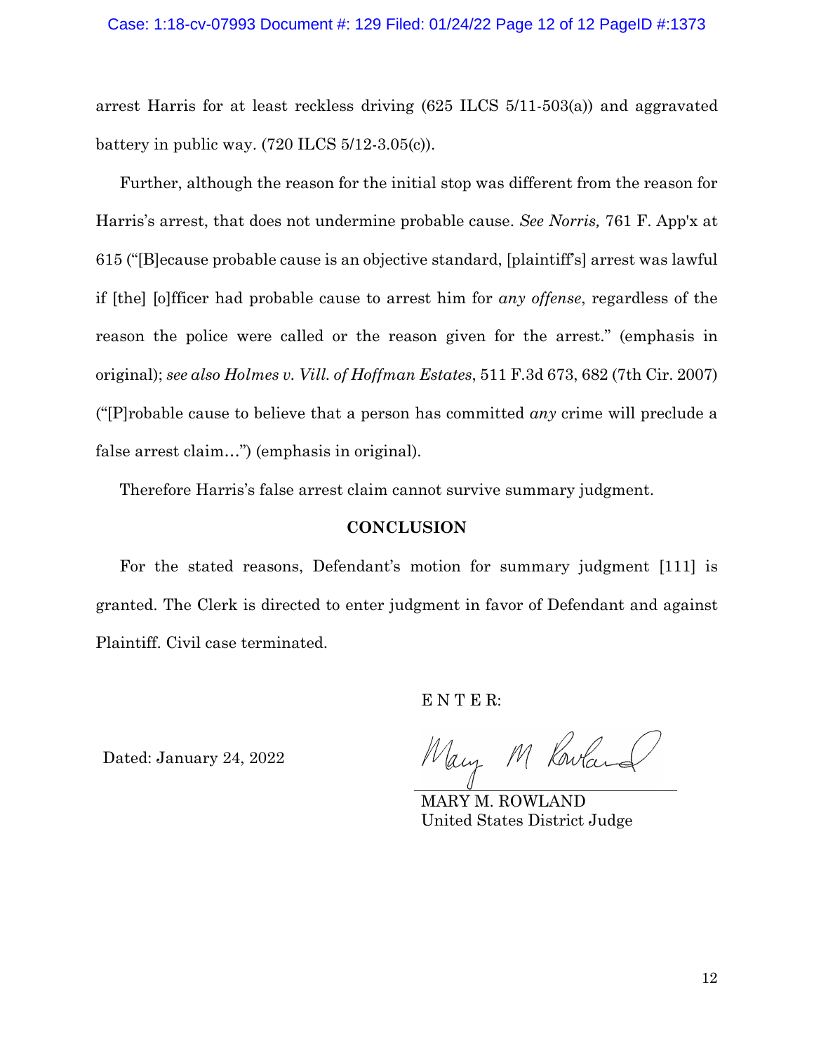arrest Harris for at least reckless driving (625 ILCS 5/11-503(a)) and aggravated battery in public way. (720 ILCS 5/12-3.05(c)).

Further, although the reason for the initial stop was different from the reason for Harris's arrest, that does not undermine probable cause. *See Norris,* 761 F. App'x at 615 ("[B]ecause probable cause is an objective standard, [plaintiff's] arrest was lawful if [the] [o]fficer had probable cause to arrest him for *any offense*, regardless of the reason the police were called or the reason given for the arrest." (emphasis in original); *see also Holmes v. Vill. of Hoffman Estates*, 511 F.3d 673, 682 (7th Cir. 2007) ("[P]robable cause to believe that a person has committed *any* crime will preclude a false arrest claim…") (emphasis in original).

Therefore Harris's false arrest claim cannot survive summary judgment.

## CONCLUSION

For the stated reasons, Defendant's motion for summary judgment [111] is granted. The Clerk is directed to enter judgment in favor of Defendant and against Plaintiff. Civil case terminated.

E N T E R:

Dated: January 24, 2022

MARY M. ROWLAND
United States District Judge